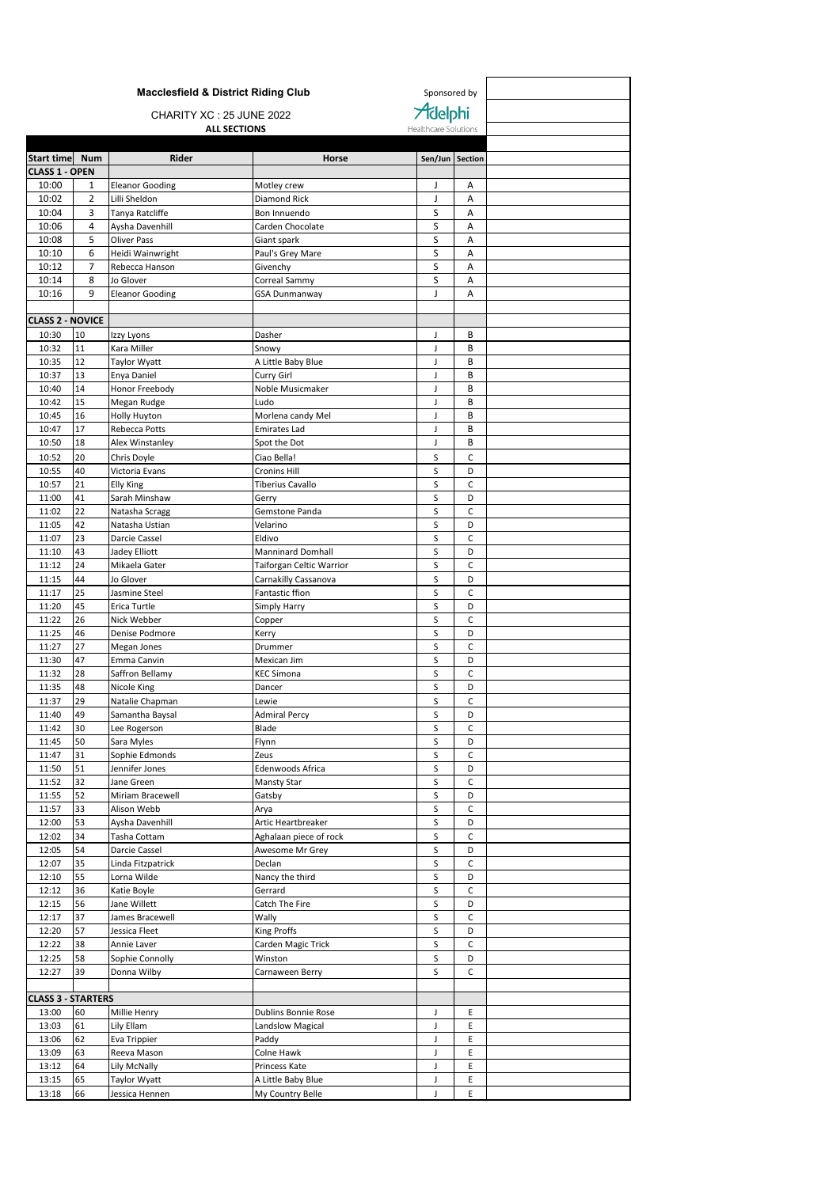# Macclesfield & District Riding Club

Sponsored by Adelphi Healthcare Solutions

CHARITY XC : 25 JUNE 2022

**ALL SECTIONS**

| Start time | Num | Rider | Horse | Sen/Jun | Section |
|---|---|---|---|---|---|
| **CLASS 1 - OPEN** | | | | | |
| 10:00 | 1 | Eleanor Gooding | Motley crew | J | A |
| 10:02 | 2 | Lilli Sheldon | Diamond Rick | J | A |
| 10:04 | 3 | Tanya Ratcliffe | Bon Innuendo | S | A |
| 10:06 | 4 | Aysha Davenhill | Carden Chocolate | S | A |
| 10:08 | 5 | Oliver Pass | Giant spark | S | A |
| 10:10 | 6 | Heidi Wainwright | Paul's Grey Mare | S | A |
| 10:12 | 7 | Rebecca Hanson | Givenchy | S | A |
| 10:14 | 8 | Jo Glover | Correal Sammy | S | A |
| 10:16 | 9 | Eleanor Gooding | GSA Dunmanway | J | A |
| | | | | | |
| **CLASS 2 - NOVICE** | | | | | |
| 10:30 | 10 | Izzy Lyons | Dasher | J | B |
| 10:32 | 11 | Kara Miller | Snowy | J | B |
| 10:35 | 12 | Taylor Wyatt | A Little Baby Blue | J | B |
| 10:37 | 13 | Enya Daniel | Curry Girl | J | B |
| 10:40 | 14 | Honor Freebody | Noble Musicmaker | J | B |
| 10:42 | 15 | Megan Rudge | Ludo | J | B |
| 10:45 | 16 | Holly Huyton | Morlena candy Mel | J | B |
| 10:47 | 17 | Rebecca Potts | Emirates Lad | J | B |
| 10:50 | 18 | Alex Winstanley | Spot the Dot | J | B |
| 10:52 | 20 | Chris Doyle | Ciao Bella! | S | C |
| 10:55 | 40 | Victoria Evans | Cronins Hill | S | D |
| 10:57 | 21 | Elly King | Tiberius Cavallo | S | C |
| 11:00 | 41 | Sarah Minshaw | Gerry | S | D |
| 11:02 | 22 | Natasha Scragg | Gemstone Panda | S | C |
| 11:05 | 42 | Natasha Ustian | Velarino | S | D |
| 11:07 | 23 | Darcie Cassel | Eldivo | S | C |
| 11:10 | 43 | Jadey Elliott | Manninard Domhall | S | D |
| 11:12 | 24 | Mikaela Gater | Taiforgan Celtic Warrior | S | C |
| 11:15 | 44 | Jo Glover | Carnakilly Cassanova | S | D |
| 11:17 | 25 | Jasmine Steel | Fantastic ffion | S | C |
| 11:20 | 45 | Erica Turtle | Simply Harry | S | D |
| 11:22 | 26 | Nick Webber | Copper | S | C |
| 11:25 | 46 | Denise Podmore | Kerry | S | D |
| 11:27 | 27 | Megan Jones | Drummer | S | C |
| 11:30 | 47 | Emma Canvin | Mexican Jim | S | D |
| 11:32 | 28 | Saffron Bellamy | KEC Simona | S | C |
| 11:35 | 48 | Nicole King | Dancer | S | D |
| 11:37 | 29 | Natalie Chapman | Lewie | S | C |
| 11:40 | 49 | Samantha Baysal | Admiral Percy | S | D |
| 11:42 | 30 | Lee Rogerson | Blade | S | C |
| 11:45 | 50 | Sara Myles | Flynn | S | D |
| 11:47 | 31 | Sophie Edmonds | Zeus | S | C |
| 11:50 | 51 | Jennifer Jones | Edenwoods Africa | S | D |
| 11:52 | 32 | Jane Green | Mansty Star | S | C |
| 11:55 | 52 | Miriam Bracewell | Gatsby | S | D |
| 11:57 | 33 | Alison Webb | Arya | S | C |
| 12:00 | 53 | Aysha Davenhill | Artic Heartbreaker | S | D |
| 12:02 | 34 | Tasha Cottam | Aghalaan piece of rock | S | C |
| 12:05 | 54 | Darcie Cassel | Awesome Mr Grey | S | D |
| 12:07 | 35 | Linda Fitzpatrick | Declan | S | C |
| 12:10 | 55 | Lorna Wilde | Nancy the third | S | D |
| 12:12 | 36 | Katie Boyle | Gerrard | S | C |
| 12:15 | 56 | Jane Willett | Catch The Fire | S | D |
| 12:17 | 37 | James Bracewell | Wally | S | C |
| 12:20 | 57 | Jessica Fleet | King Proffs | S | D |
| 12:22 | 38 | Annie Laver | Carden Magic Trick | S | C |
| 12:25 | 58 | Sophie Connolly | Winston | S | D |
| 12:27 | 39 | Donna Wilby | Carnaween Berry | S | C |
| | | | | | |
| **CLASS 3 - STARTERS** | | | | | |
| 13:00 | 60 | Millie Henry | Dublins Bonnie Rose | J | E |
| 13:03 | 61 | Lily Ellam | Landslow Magical | J | E |
| 13:06 | 62 | Eva Trippier | Paddy | J | E |
| 13:09 | 63 | Reeva Mason | Colne Hawk | J | E |
| 13:12 | 64 | Lily McNally | Princess Kate | J | E |
| 13:15 | 65 | Taylor Wyatt | A Little Baby Blue | J | E |
| 13:18 | 66 | Jessica Hennen | My Country Belle | J | E |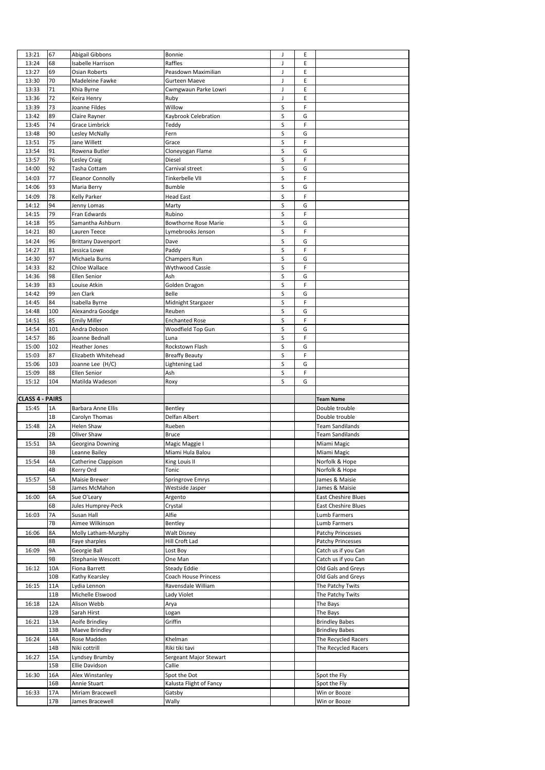| | | | | | | |
|---|---|---|---|---|---|---|
| 13:21 | 67 | Abigail Gibbons | Bonnie | J | E | |
| 13:24 | 68 | Isabelle Harrison | Raffles | J | E | |
| 13:27 | 69 | Osian Roberts | Peasdown Maximilian | J | E | |
| 13:30 | 70 | Madeleine Fawke | Gurteen Maeve | J | E | |
| 13:33 | 71 | Khia Byrne | Cwmgwaun Parke Lowri | J | E | |
| 13:36 | 72 | Keira Henry | Ruby | J | E | |
| 13:39 | 73 | Joanne Fildes | Willow | S | F | |
| 13:42 | 89 | Claire Rayner | Kaybrook Celebration | S | G | |
| 13:45 | 74 | Grace Limbrick | Teddy | S | F | |
| 13:48 | 90 | Lesley McNally | Fern | S | G | |
| 13:51 | 75 | Jane Willett | Grace | S | F | |
| 13:54 | 91 | Rowena Butler | Cloneyogan Flame | S | G | |
| 13:57 | 76 | Lesley Craig | Diesel | S | F | |
| 14:00 | 92 | Tasha Cottam | Carnival street | S | G | |
| 14:03 | 77 | Eleanor Connolly | Tinkerbelle VII | S | F | |
| 14:06 | 93 | Maria Berry | Bumble | S | G | |
| 14:09 | 78 | Kelly Parker | Head East | S | F | |
| 14:12 | 94 | Jenny Lomas | Marty | S | G | |
| 14:15 | 79 | Fran Edwards | Rubino | S | F | |
| 14:18 | 95 | Samantha Ashburn | Bowthorne Rose Marie | S | G | |
| 14:21 | 80 | Lauren Teece | Lymebrooks Jenson | S | F | |
| 14:24 | 96 | Brittany Davenport | Dave | S | G | |
| 14:27 | 81 | Jessica Lowe | Paddy | S | F | |
| 14:30 | 97 | Michaela Burns | Champers Run | S | G | |
| 14:33 | 82 | Chloe Wallace | Wythwood Cassie | S | F | |
| 14:36 | 98 | Ellen Senior | Ash | S | G | |
| 14:39 | 83 | Louise Atkin | Golden Dragon | S | F | |
| 14:42 | 99 | Jen Clark | Belle | S | G | |
| 14:45 | 84 | Isabella Byrne | Midnight Stargazer | S | F | |
| 14:48 | 100 | Alexandra Goodge | Reuben | S | G | |
| 14:51 | 85 | Emily Miller | Enchanted Rose | S | F | |
| 14:54 | 101 | Andra Dobson | Woodfield Top Gun | S | G | |
| 14:57 | 86 | Joanne Bednall | Luna | S | F | |
| 15:00 | 102 | Heather Jones | Rockstown Flash | S | G | |
| 15:03 | 87 | Elizabeth Whitehead | Breaffy Beauty | S | F | |
| 15:06 | 103 | Joanne Lee (H/C) | Lightening Lad | S | G | |
| 15:09 | 88 | Ellen Senior | Ash | S | F | |
| 15:12 | 104 | Matilda Wadeson | Roxy | S | G | |
| | | | | | | |
| **CLASS 4 - PAIRS** | | | | | | **Team Name** |
| 15:45 | 1A | Barbara Anne Ellis | Bentley | | | Double trouble |
| | 1B | Carolyn Thomas | Delfan Albert | | | Double trouble |
| 15:48 | 2A | Helen Shaw | Rueben | | | Team Sandilands |
| | 2B | Oliver Shaw | Bruce | | | Team Sandilands |
| 15:51 | 3A | Georgina Downing | Magic Maggie I | | | Miami Magic |
| | 3B | Leanne Bailey | Miami Hula Balou | | | Miami Magic |
| 15:54 | 4A | Catherine Clappison | King Louis II | | | Norfolk & Hope |
| | 4B | Kerry Ord | Tonic | | | Norfolk & Hope |
| 15:57 | 5A | Maisie Brewer | Springrove Emrys | | | James & Maisie |
| | 5B | James McMahon | Westside Jasper | | | James & Maisie |
| 16:00 | 6A | Sue O'Leary | Argento | | | East Cheshire Blues |
| | 6B | Jules Humprey-Peck | Crystal | | | East Cheshire Blues |
| 16:03 | 7A | Susan Hall | Alfie | | | Lumb Farmers |
| | 7B | Aimee Wilkinson | Bentley | | | Lumb Farmers |
| 16:06 | 8A | Molly Latham-Murphy | Walt Disney | | | Patchy Princesses |
| | 8B | Faye sharples | Hill Croft Lad | | | Patchy Princesses |
| 16:09 | 9A | Georgie Ball | Lost Boy | | | Catch us if you Can |
| | 9B | Stephanie Wescott | One Man | | | Catch us if you Can |
| 16:12 | 10A | Fiona Barrett | Steady Eddie | | | Old Gals and Greys |
| | 10B | Kathy Kearsley | Coach House Princess | | | Old Gals and Greys |
| 16:15 | 11A | Lydia Lennon | Ravensdale William | | | The Patchy Twits |
| | 11B | Michelle Elswood | Lady Violet | | | The Patchy Twits |
| 16:18 | 12A | Alison Webb | Arya | | | The Bays |
| | 12B | Sarah Hirst | Logan | | | The Bays |
| 16:21 | 13A | Aoife Brindley | Griffin | | | Brindley Babes |
| | 13B | Maeve Brindley | | | | Brindley Babes |
| 16:24 | 14A | Rose Madden | Khelman | | | The Recycled Racers |
| | 14B | Niki cottrill | Riki tiki tavi | | | The Recycled Racers |
| 16:27 | 15A | Lyndsey Brumby | Sergeant Major Stewart | | | |
| | 15B | Ellie Davidson | Callie | | | |
| 16:30 | 16A | Alex Winstanley | Spot the Dot | | | Spot the Fly |
| | 16B | Annie Stuart | Kalusta Flight of Fancy | | | Spot the Fly |
| 16:33 | 17A | Miriam Bracewell | Gatsby | | | Win or Booze |
| | 17B | James Bracewell | Wally | | | Win or Booze |